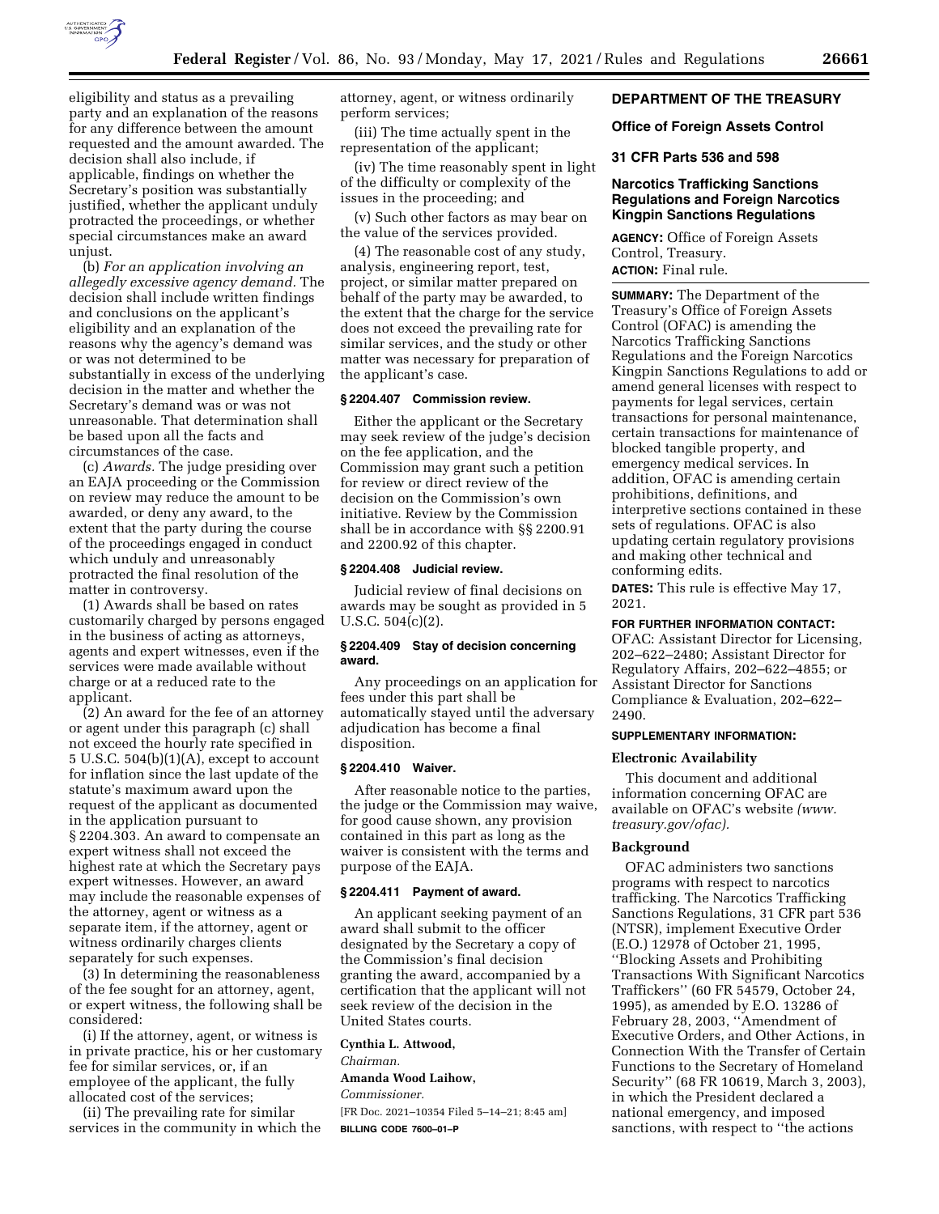eligibility and status as a prevailing party and an explanation of the reasons for any difference between the amount requested and the amount awarded. The decision shall also include, if applicable, findings on whether the Secretary's position was substantially justified, whether the applicant unduly protracted the proceedings, or whether special circumstances make an award unjust.

(b) *For an application involving an allegedly excessive agency demand.* The decision shall include written findings and conclusions on the applicant's eligibility and an explanation of the reasons why the agency's demand was or was not determined to be substantially in excess of the underlying decision in the matter and whether the Secretary's demand was or was not unreasonable. That determination shall be based upon all the facts and circumstances of the case.

(c) *Awards.* The judge presiding over an EAJA proceeding or the Commission on review may reduce the amount to be awarded, or deny any award, to the extent that the party during the course of the proceedings engaged in conduct which unduly and unreasonably protracted the final resolution of the matter in controversy.

(1) Awards shall be based on rates customarily charged by persons engaged in the business of acting as attorneys, agents and expert witnesses, even if the services were made available without charge or at a reduced rate to the applicant.

(2) An award for the fee of an attorney or agent under this paragraph (c) shall not exceed the hourly rate specified in 5 U.S.C. 504(b)(1)(A), except to account for inflation since the last update of the statute's maximum award upon the request of the applicant as documented in the application pursuant to § 2204.303. An award to compensate an expert witness shall not exceed the highest rate at which the Secretary pays expert witnesses. However, an award may include the reasonable expenses of the attorney, agent or witness as a separate item, if the attorney, agent or witness ordinarily charges clients separately for such expenses.

(3) In determining the reasonableness of the fee sought for an attorney, agent, or expert witness, the following shall be considered:

(i) If the attorney, agent, or witness is in private practice, his or her customary fee for similar services, or, if an employee of the applicant, the fully allocated cost of the services;

(ii) The prevailing rate for similar services in the community in which the attorney, agent, or witness ordinarily perform services;

(iii) The time actually spent in the representation of the applicant;

(iv) The time reasonably spent in light of the difficulty or complexity of the issues in the proceeding; and

(v) Such other factors as may bear on the value of the services provided.

(4) The reasonable cost of any study, analysis, engineering report, test, project, or similar matter prepared on behalf of the party may be awarded, to the extent that the charge for the service does not exceed the prevailing rate for similar services, and the study or other matter was necessary for preparation of the applicant's case.

### § 2204.407 Commission review.

Either the applicant or the Secretary may seek review of the judge's decision on the fee application, and the Commission may grant such a petition for review or direct review of the decision on the Commission's own initiative. Review by the Commission shall be in accordance with §§ 2200.91 and 2200.92 of this chapter.

### § 2204.408 Judicial review.

Judicial review of final decisions on awards may be sought as provided in 5 U.S.C. 504(c)(2).

### § 2204.409 Stay of decision concerning award.

Any proceedings on an application for fees under this part shall be automatically stayed until the adversary adjudication has become a final disposition.

### § 2204.410 Waiver.

After reasonable notice to the parties, the judge or the Commission may waive, for good cause shown, any provision contained in this part as long as the waiver is consistent with the terms and purpose of the EAJA.

### § 2204.411 Payment of award.

An applicant seeking payment of an award shall submit to the officer designated by the Secretary a copy of the Commission's final decision granting the award, accompanied by a certification that the applicant will not seek review of the decision in the United States courts.

**Cynthia L. Attwood,**

*Chairman.*

**Amanda Wood Laihow,**

*Commissioner.*

[FR Doc. 2021–10354 Filed 5–14–21; 8:45 am]

**BILLING CODE 7600–01–P**

## DEPARTMENT OF THE TREASURY

## Office of Foreign Assets Control

## 31 CFR Parts 536 and 598

## Narcotics Trafficking Sanctions Regulations and Foreign Narcotics Kingpin Sanctions Regulations

**AGENCY:** Office of Foreign Assets Control, Treasury.

**ACTION:** Final rule.

**SUMMARY:** The Department of the Treasury's Office of Foreign Assets Control (OFAC) is amending the Narcotics Trafficking Sanctions Regulations and the Foreign Narcotics Kingpin Sanctions Regulations to add or amend general licenses with respect to payments for legal services, certain transactions for personal maintenance, certain transactions for maintenance of blocked tangible property, and emergency medical services. In addition, OFAC is amending certain prohibitions, definitions, and interpretive sections contained in these sets of regulations. OFAC is also updating certain regulatory provisions and making other technical and conforming edits.

**DATES:** This rule is effective May 17, 2021.

**FOR FURTHER INFORMATION CONTACT:** OFAC: Assistant Director for Licensing, 202–622–2480; Assistant Director for Regulatory Affairs, 202–622–4855; or Assistant Director for Sanctions Compliance & Evaluation, 202–622–2490.

**SUPPLEMENTARY INFORMATION:**

### Electronic Availability

This document and additional information concerning OFAC are available on OFAC's website *(www.treasury.gov/ofac).*

### Background

OFAC administers two sanctions programs with respect to narcotics trafficking. The Narcotics Trafficking Sanctions Regulations, 31 CFR part 536 (NTSR), implement Executive Order (E.O.) 12978 of October 21, 1995, "Blocking Assets and Prohibiting Transactions With Significant Narcotics Traffickers" (60 FR 54579, October 24, 1995), as amended by E.O. 13286 of February 28, 2003, "Amendment of Executive Orders, and Other Actions, in Connection With the Transfer of Certain Functions to the Secretary of Homeland Security" (68 FR 10619, March 3, 2003), in which the President declared a national emergency, and imposed sanctions, with respect to "the actions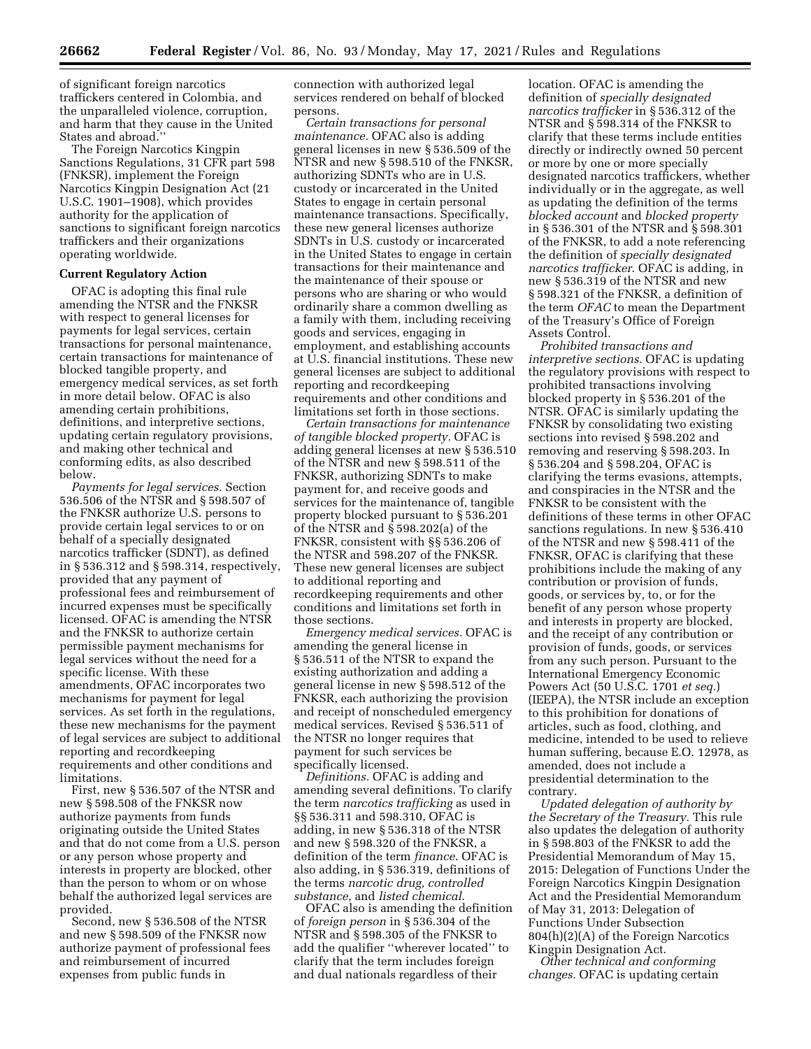of significant foreign narcotics traffickers centered in Colombia, and the unparalleled violence, corruption, and harm that they cause in the United States and abroad.''

The Foreign Narcotics Kingpin Sanctions Regulations, 31 CFR part 598 (FNKSR), implement the Foreign Narcotics Kingpin Designation Act (21 U.S.C. 1901–1908), which provides authority for the application of sanctions to significant foreign narcotics traffickers and their organizations operating worldwide.

**Current Regulatory Action**

OFAC is adopting this final rule amending the NTSR and the FNKSR with respect to general licenses for payments for legal services, certain transactions for personal maintenance, certain transactions for maintenance of blocked tangible property, and emergency medical services, as set forth in more detail below. OFAC is also amending certain prohibitions, definitions, and interpretive sections, updating certain regulatory provisions, and making other technical and conforming edits, as also described below.

*Payments for legal services.* Section 536.506 of the NTSR and § 598.507 of the FNKSR authorize U.S. persons to provide certain legal services to or on behalf of a specially designated narcotics trafficker (SDNT), as defined in § 536.312 and § 598.314, respectively, provided that any payment of professional fees and reimbursement of incurred expenses must be specifically licensed. OFAC is amending the NTSR and the FNKSR to authorize certain permissible payment mechanisms for legal services without the need for a specific license. With these amendments, OFAC incorporates two mechanisms for payment for legal services. As set forth in the regulations, these new mechanisms for the payment of legal services are subject to additional reporting and recordkeeping requirements and other conditions and limitations.

First, new § 536.507 of the NTSR and new § 598.508 of the FNKSR now authorize payments from funds originating outside the United States and that do not come from a U.S. person or any person whose property and interests in property are blocked, other than the person to whom or on whose behalf the authorized legal services are provided.

Second, new § 536.508 of the NTSR and new § 598.509 of the FNKSR now authorize payment of professional fees and reimbursement of incurred expenses from public funds in connection with authorized legal services rendered on behalf of blocked persons.

*Certain transactions for personal maintenance.* OFAC also is adding general licenses in new § 536.509 of the NTSR and new § 598.510 of the FNKSR, authorizing SDNTs who are in U.S. custody or incarcerated in the United States to engage in certain personal maintenance transactions. Specifically, these new general licenses authorize SDNTs in U.S. custody or incarcerated in the United States to engage in certain transactions for their maintenance and the maintenance of their spouse or persons who are sharing or who would ordinarily share a common dwelling as a family with them, including receiving goods and services, engaging in employment, and establishing accounts at U.S. financial institutions. These new general licenses are subject to additional reporting and recordkeeping requirements and other conditions and limitations set forth in those sections.

*Certain transactions for maintenance of tangible blocked property.* OFAC is adding general licenses at new § 536.510 of the NTSR and new § 598.511 of the FNKSR, authorizing SDNTs to make payment for, and receive goods and services for the maintenance of, tangible property blocked pursuant to § 536.201 of the NTSR and § 598.202(a) of the FNKSR, consistent with §§ 536.206 of the NTSR and 598.207 of the FNKSR. These new general licenses are subject to additional reporting and recordkeeping requirements and other conditions and limitations set forth in those sections.

*Emergency medical services.* OFAC is amending the general license in § 536.511 of the NTSR to expand the existing authorization and adding a general license in new § 598.512 of the FNKSR, each authorizing the provision and receipt of nonscheduled emergency medical services. Revised § 536.511 of the NTSR no longer requires that payment for such services be specifically licensed.

*Definitions.* OFAC is adding and amending several definitions. To clarify the term *narcotics trafficking* as used in §§ 536.311 and 598.310, OFAC is adding, in new § 536.318 of the NTSR and new § 598.320 of the FNKSR, a definition of the term *finance*. OFAC is also adding, in § 536.319, definitions of the terms *narcotic drug, controlled substance,* and *listed chemical*.

OFAC is also amending the definition of *foreign person* in § 536.304 of the NTSR and § 598.305 of the FNKSR to add the qualifier ''wherever located'' to clarify that the term includes foreign and dual nationals regardless of their location. OFAC is amending the definition of *specially designated narcotics trafficker* in § 536.312 of the NTSR and § 598.314 of the FNKSR to clarify that these terms include entities directly or indirectly owned 50 percent or more by one or more specially designated narcotics traffickers, whether individually or in the aggregate, as well as updating the definition of the terms *blocked account* and *blocked property* in § 536.301 of the NTSR and § 598.301 of the FNKSR, to add a note referencing the definition of *specially designated narcotics trafficker*. OFAC is adding, in new § 536.319 of the NTSR and new § 598.321 of the FNKSR, a definition of the term *OFAC* to mean the Department of the Treasury's Office of Foreign Assets Control.

*Prohibited transactions and interpretive sections.* OFAC is updating the regulatory provisions with respect to prohibited transactions involving blocked property in § 536.201 of the NTSR. OFAC is similarly updating the FNKSR by consolidating two existing sections into revised § 598.202 and removing and reserving § 598.203. In § 536.204 and § 598.204, OFAC is clarifying the terms evasions, attempts, and conspiracies in the NTSR and the FNKSR to be consistent with the definitions of these terms in other OFAC sanctions regulations. In new § 536.410 of the NTSR and new § 598.411 of the FNKSR, OFAC is clarifying that these prohibitions include the making of any contribution or provision of funds, goods, or services by, to, or for the benefit of any person whose property and interests in property are blocked, and the receipt of any contribution or provision of funds, goods, or services from any such person. Pursuant to the International Emergency Economic Powers Act (50 U.S.C. 1701 *et seq.*) (IEEPA), the NTSR include an exception to this prohibition for donations of articles, such as food, clothing, and medicine, intended to be used to relieve human suffering, because E.O. 12978, as amended, does not include a presidential determination to the contrary.

*Updated delegation of authority by the Secretary of the Treasury.* This rule also updates the delegation of authority in § 598.803 of the FNKSR to add the Presidential Memorandum of May 15, 2015: Delegation of Functions Under the Foreign Narcotics Kingpin Designation Act and the Presidential Memorandum of May 31, 2013: Delegation of Functions Under Subsection 804(h)(2)(A) of the Foreign Narcotics Kingpin Designation Act.

*Other technical and conforming changes.* OFAC is updating certain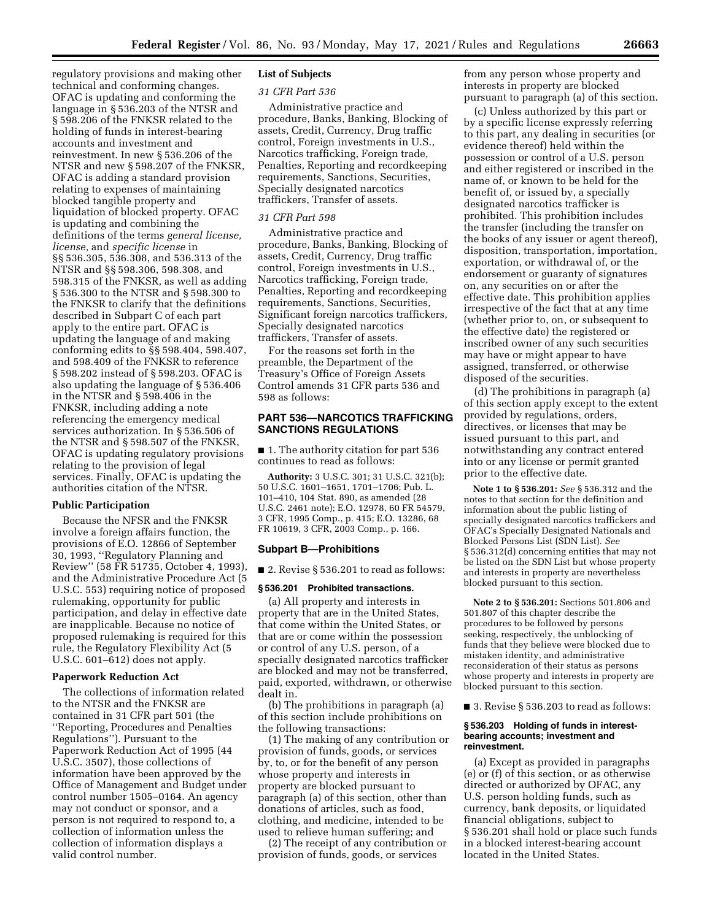regulatory provisions and making other technical and conforming changes. OFAC is updating and conforming the language in § 536.203 of the NTSR and § 598.206 of the FNKSR related to the holding of funds in interest-bearing accounts and investment and reinvestment. In new § 536.206 of the NTSR and new § 598.207 of the FNKSR, OFAC is adding a standard provision relating to expenses of maintaining blocked tangible property and liquidation of blocked property. OFAC is updating and combining the definitions of the terms *general license, license,* and *specific license* in §§ 536.305, 536.308, and 536.313 of the NTSR and §§ 598.306, 598.308, and 598.315 of the FNKSR, as well as adding § 536.300 to the NTSR and § 598.300 to the FNKSR to clarify that the definitions described in Subpart C of each part apply to the entire part. OFAC is updating the language of and making conforming edits to §§ 598.404, 598.407, and 598.409 of the FNKSR to reference § 598.202 instead of § 598.203. OFAC is also updating the language of § 536.406 in the NTSR and § 598.406 in the FNKSR, including adding a note referencing the emergency medical services authorization. In § 536.506 of the NTSR and § 598.507 of the FNKSR, OFAC is updating regulatory provisions relating to the provision of legal services. Finally, OFAC is updating the authorities citation of the NTSR.

### Public Participation

Because the NFSR and the FNKSR involve a foreign affairs function, the provisions of E.O. 12866 of September 30, 1993, ''Regulatory Planning and Review'' (58 FR 51735, October 4, 1993), and the Administrative Procedure Act (5 U.S.C. 553) requiring notice of proposed rulemaking, opportunity for public participation, and delay in effective date are inapplicable. Because no notice of proposed rulemaking is required for this rule, the Regulatory Flexibility Act (5 U.S.C. 601–612) does not apply.

### Paperwork Reduction Act

The collections of information related to the NTSR and the FNKSR are contained in 31 CFR part 501 (the ''Reporting, Procedures and Penalties Regulations''). Pursuant to the Paperwork Reduction Act of 1995 (44 U.S.C. 3507), those collections of information have been approved by the Office of Management and Budget under control number 1505–0164. An agency may not conduct or sponsor, and a person is not required to respond to, a collection of information unless the collection of information displays a valid control number.

### List of Subjects

*31 CFR Part 536*

Administrative practice and procedure, Banks, Banking, Blocking of assets, Credit, Currency, Drug traffic control, Foreign investments in U.S., Narcotics trafficking, Foreign trade, Penalties, Reporting and recordkeeping requirements, Sanctions, Securities, Specially designated narcotics traffickers, Transfer of assets.

*31 CFR Part 598*

Administrative practice and procedure, Banks, Banking, Blocking of assets, Credit, Currency, Drug traffic control, Foreign investments in U.S., Narcotics trafficking, Foreign trade, Penalties, Reporting and recordkeeping requirements, Sanctions, Securities, Significant foreign narcotics traffickers, Specially designated narcotics traffickers, Transfer of assets.

For the reasons set forth in the preamble, the Department of the Treasury's Office of Foreign Assets Control amends 31 CFR parts 536 and 598 as follows:

## PART 536—NARCOTICS TRAFFICKING SANCTIONS REGULATIONS

■ 1. The authority citation for part 536 continues to read as follows:

**Authority:** 3 U.S.C. 301; 31 U.S.C. 321(b); 50 U.S.C. 1601–1651, 1701–1706; Pub. L. 101–410, 104 Stat. 890, as amended (28 U.S.C. 2461 note); E.O. 12978, 60 FR 54579, 3 CFR, 1995 Comp., p. 415; E.O. 13286, 68 FR 10619, 3 CFR, 2003 Comp., p. 166.

### Subpart B—Prohibitions

■ 2. Revise § 536.201 to read as follows:

#### § 536.201 Prohibited transactions.

(a) All property and interests in property that are in the United States, that come within the United States, or that are or come within the possession or control of any U.S. person, of a specially designated narcotics trafficker are blocked and may not be transferred, paid, exported, withdrawn, or otherwise dealt in.

(b) The prohibitions in paragraph (a) of this section include prohibitions on the following transactions:

(1) The making of any contribution or provision of funds, goods, or services by, to, or for the benefit of any person whose property and interests in property are blocked pursuant to paragraph (a) of this section, other than donations of articles, such as food, clothing, and medicine, intended to be used to relieve human suffering; and

(2) The receipt of any contribution or provision of funds, goods, or services from any person whose property and interests in property are blocked pursuant to paragraph (a) of this section.

(c) Unless authorized by this part or by a specific license expressly referring to this part, any dealing in securities (or evidence thereof) held within the possession or control of a U.S. person and either registered or inscribed in the name of, or known to be held for the benefit of, or issued by, a specially designated narcotics trafficker is prohibited. This prohibition includes the transfer (including the transfer on the books of any issuer or agent thereof), disposition, transportation, importation, exportation, or withdrawal of, or the endorsement or guaranty of signatures on, any securities on or after the effective date. This prohibition applies irrespective of the fact that at any time (whether prior to, on, or subsequent to the effective date) the registered or inscribed owner of any such securities may have or might appear to have assigned, transferred, or otherwise disposed of the securities.

(d) The prohibitions in paragraph (a) of this section apply except to the extent provided by regulations, orders, directives, or licenses that may be issued pursuant to this part, and notwithstanding any contract entered into or any license or permit granted prior to the effective date.

**Note 1 to § 536.201:** *See* § 536.312 and the notes to that section for the definition and information about the public listing of specially designated narcotics traffickers and OFAC's Specially Designated Nationals and Blocked Persons List (SDN List). *See* § 536.312(d) concerning entities that may not be listed on the SDN List but whose property and interests in property are nevertheless blocked pursuant to this section.

**Note 2 to § 536.201:** Sections 501.806 and 501.807 of this chapter describe the procedures to be followed by persons seeking, respectively, the unblocking of funds that they believe were blocked due to mistaken identity, and administrative reconsideration of their status as persons whose property and interests in property are blocked pursuant to this section.

■ 3. Revise § 536.203 to read as follows:

#### § 536.203 Holding of funds in interest-bearing accounts; investment and reinvestment.

(a) Except as provided in paragraphs (e) or (f) of this section, or as otherwise directed or authorized by OFAC, any U.S. person holding funds, such as currency, bank deposits, or liquidated financial obligations, subject to § 536.201 shall hold or place such funds in a blocked interest-bearing account located in the United States.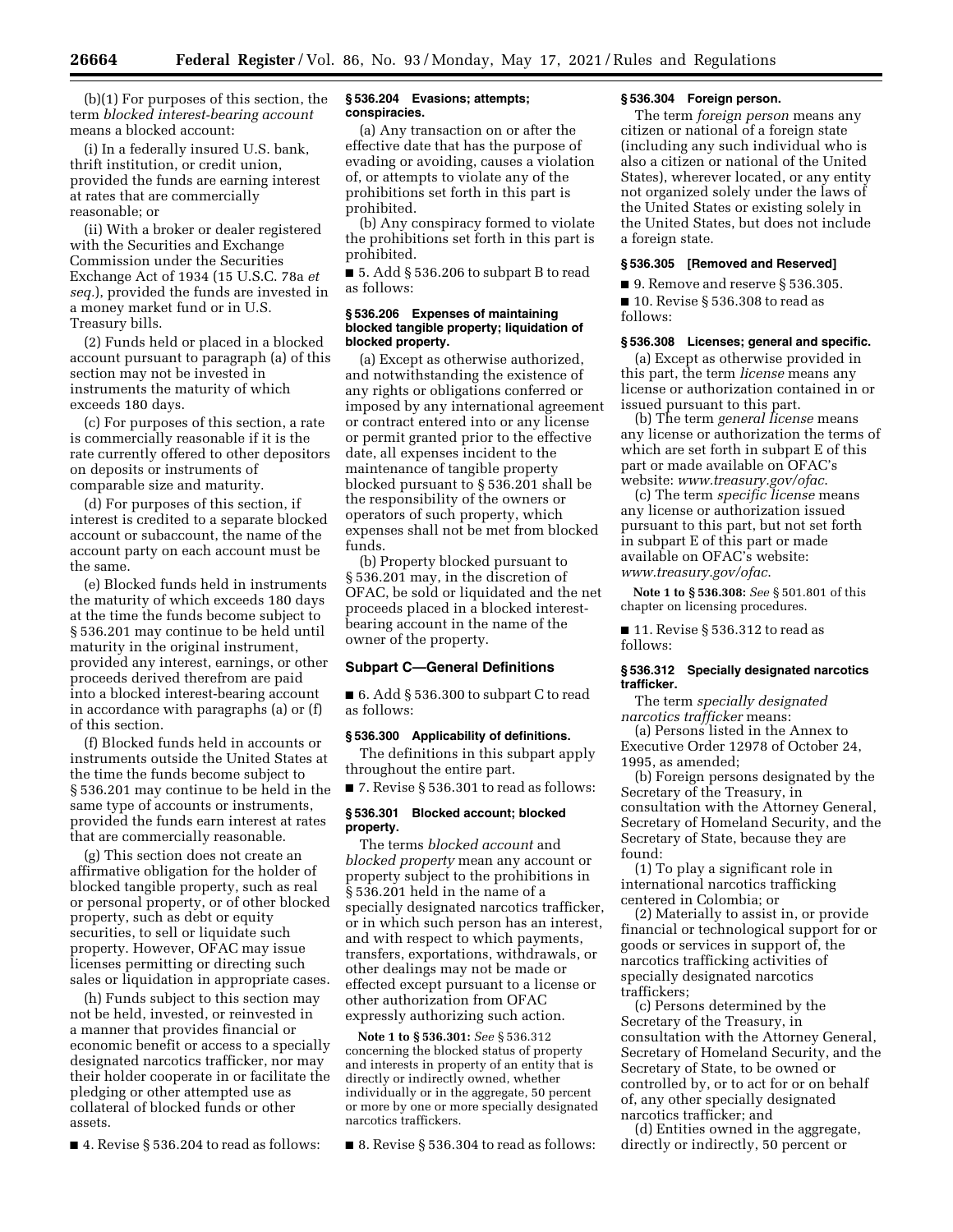(b)(1) For purposes of this section, the term *blocked interest-bearing account* means a blocked account:

(i) In a federally insured U.S. bank, thrift institution, or credit union, provided the funds are earning interest at rates that are commercially reasonable; or

(ii) With a broker or dealer registered with the Securities and Exchange Commission under the Securities Exchange Act of 1934 (15 U.S.C. 78a *et seq.*), provided the funds are invested in a money market fund or in U.S. Treasury bills.

(2) Funds held or placed in a blocked account pursuant to paragraph (a) of this section may not be invested in instruments the maturity of which exceeds 180 days.

(c) For purposes of this section, a rate is commercially reasonable if it is the rate currently offered to other depositors on deposits or instruments of comparable size and maturity.

(d) For purposes of this section, if interest is credited to a separate blocked account or subaccount, the name of the account party on each account must be the same.

(e) Blocked funds held in instruments the maturity of which exceeds 180 days at the time the funds become subject to § 536.201 may continue to be held until maturity in the original instrument, provided any interest, earnings, or other proceeds derived therefrom are paid into a blocked interest-bearing account in accordance with paragraphs (a) or (f) of this section.

(f) Blocked funds held in accounts or instruments outside the United States at the time the funds become subject to § 536.201 may continue to be held in the same type of accounts or instruments, provided the funds earn interest at rates that are commercially reasonable.

(g) This section does not create an affirmative obligation for the holder of blocked tangible property, such as real or personal property, or of other blocked property, such as debt or equity securities, to sell or liquidate such property. However, OFAC may issue licenses permitting or directing such sales or liquidation in appropriate cases.

(h) Funds subject to this section may not be held, invested, or reinvested in a manner that provides financial or economic benefit or access to a specially designated narcotics trafficker, nor may their holder cooperate in or facilitate the pledging or other attempted use as collateral of blocked funds or other assets.

■ 4. Revise § 536.204 to read as follows:

### § 536.204 Evasions; attempts; conspiracies.

(a) Any transaction on or after the effective date that has the purpose of evading or avoiding, causes a violation of, or attempts to violate any of the prohibitions set forth in this part is prohibited.

(b) Any conspiracy formed to violate the prohibitions set forth in this part is prohibited.

■ 5. Add § 536.206 to subpart B to read as follows:

### § 536.206 Expenses of maintaining blocked tangible property; liquidation of blocked property.

(a) Except as otherwise authorized, and notwithstanding the existence of any rights or obligations conferred or imposed by any international agreement or contract entered into or any license or permit granted prior to the effective date, all expenses incident to the maintenance of tangible property blocked pursuant to § 536.201 shall be the responsibility of the owners or operators of such property, which expenses shall not be met from blocked funds.

(b) Property blocked pursuant to § 536.201 may, in the discretion of OFAC, be sold or liquidated and the net proceeds placed in a blocked interest-bearing account in the name of the owner of the property.

## Subpart C—General Definitions

■ 6. Add § 536.300 to subpart C to read as follows:

### § 536.300 Applicability of definitions.

The definitions in this subpart apply throughout the entire part.

■ 7. Revise § 536.301 to read as follows:

### § 536.301 Blocked account; blocked property.

The terms *blocked account* and *blocked property* mean any account or property subject to the prohibitions in § 536.201 held in the name of a specially designated narcotics trafficker, or in which such person has an interest, and with respect to which payments, transfers, exportations, withdrawals, or other dealings may not be made or effected except pursuant to a license or other authorization from OFAC expressly authorizing such action.

**Note 1 to § 536.301:** *See* § 536.312 concerning the blocked status of property and interests in property of an entity that is directly or indirectly owned, whether individually or in the aggregate, 50 percent or more by one or more specially designated narcotics traffickers.

■ 8. Revise § 536.304 to read as follows:

### § 536.304 Foreign person.

The term *foreign person* means any citizen or national of a foreign state (including any such individual who is also a citizen or national of the United States), wherever located, or any entity not organized solely under the laws of the United States or existing solely in the United States, but does not include a foreign state.

### § 536.305 [Removed and Reserved]

■ 9. Remove and reserve § 536.305.

■ 10. Revise § 536.308 to read as follows:

### § 536.308 Licenses; general and specific.

(a) Except as otherwise provided in this part, the term *license* means any license or authorization contained in or issued pursuant to this part.

(b) The term *general license* means any license or authorization the terms of which are set forth in subpart E of this part or made available on OFAC's website: *www.treasury.gov/ofac*.

(c) The term *specific license* means any license or authorization issued pursuant to this part, but not set forth in subpart E of this part or made available on OFAC's website: *www.treasury.gov/ofac*.

**Note 1 to § 536.308:** *See* § 501.801 of this chapter on licensing procedures.

■ 11. Revise § 536.312 to read as follows:

### § 536.312 Specially designated narcotics trafficker.

The term *specially designated narcotics trafficker* means:

(a) Persons listed in the Annex to Executive Order 12978 of October 24, 1995, as amended;

(b) Foreign persons designated by the Secretary of the Treasury, in consultation with the Attorney General, Secretary of Homeland Security, and the Secretary of State, because they are found:

(1) To play a significant role in international narcotics trafficking centered in Colombia; or

(2) Materially to assist in, or provide financial or technological support for or goods or services in support of, the narcotics trafficking activities of specially designated narcotics traffickers;

(c) Persons determined by the Secretary of the Treasury, in consultation with the Attorney General, Secretary of Homeland Security, and the Secretary of State, to be owned or controlled by, or to act for or on behalf of, any other specially designated narcotics trafficker; and

(d) Entities owned in the aggregate, directly or indirectly, 50 percent or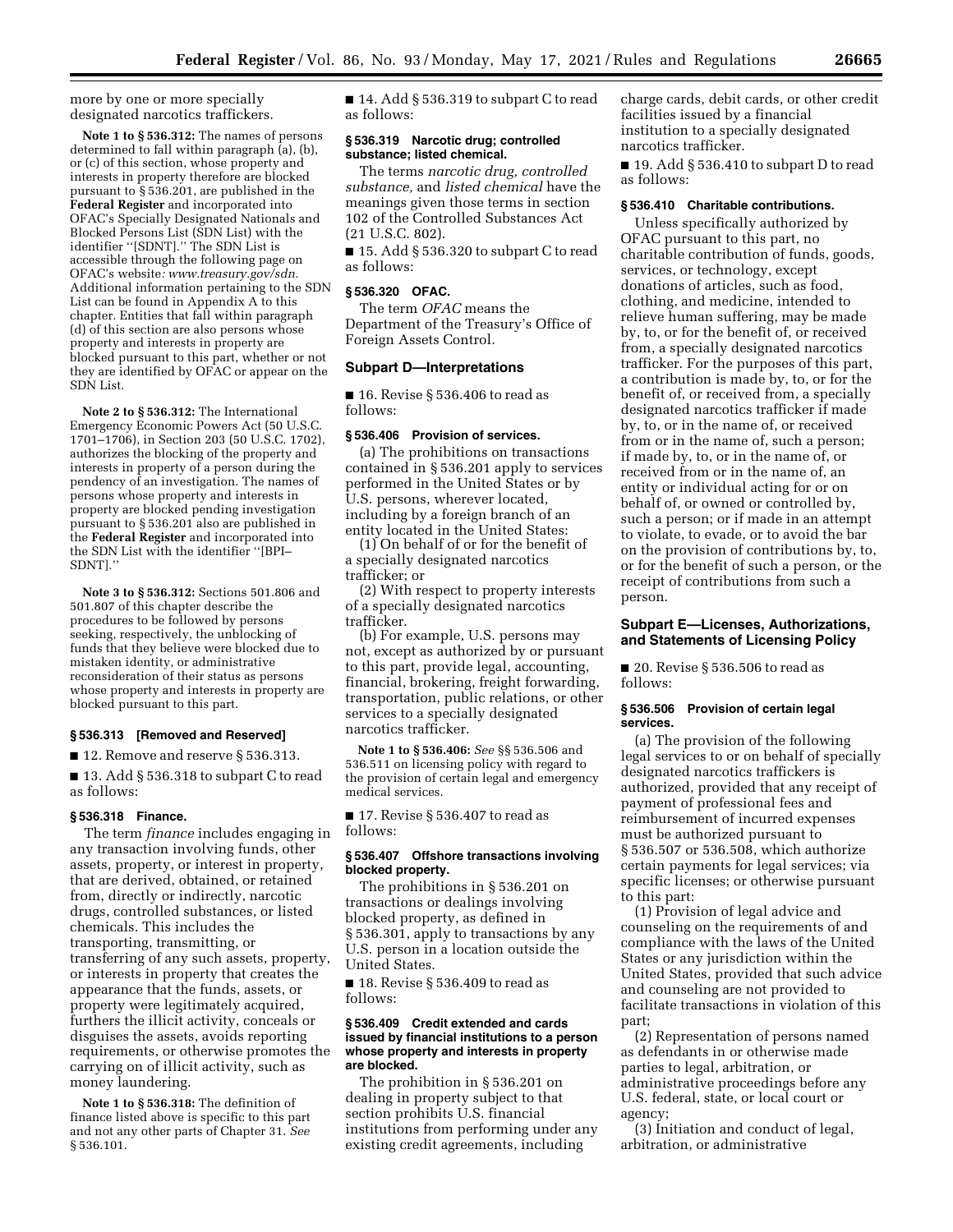more by one or more specially designated narcotics traffickers.

**Note 1 to § 536.312:** The names of persons determined to fall within paragraph (a), (b), or (c) of this section, whose property and interests in property therefore are blocked pursuant to § 536.201, are published in the **Federal Register** and incorporated into OFAC's Specially Designated Nationals and Blocked Persons List (SDN List) with the identifier ''[SDNT].'' The SDN List is accessible through the following page on OFAC's website*: www.treasury.gov/sdn.* Additional information pertaining to the SDN List can be found in Appendix A to this chapter. Entities that fall within paragraph (d) of this section are also persons whose property and interests in property are blocked pursuant to this part, whether or not they are identified by OFAC or appear on the SDN List.

**Note 2 to § 536.312:** The International Emergency Economic Powers Act (50 U.S.C. 1701–1706), in Section 203 (50 U.S.C. 1702), authorizes the blocking of the property and interests in property of a person during the pendency of an investigation. The names of persons whose property and interests in property are blocked pending investigation pursuant to § 536.201 also are published in the **Federal Register** and incorporated into the SDN List with the identifier ''[BPI–SDNT].''

**Note 3 to § 536.312:** Sections 501.806 and 501.807 of this chapter describe the procedures to be followed by persons seeking, respectively, the unblocking of funds that they believe were blocked due to mistaken identity, or administrative reconsideration of their status as persons whose property and interests in property are blocked pursuant to this part.

### § 536.313 [Removed and Reserved]

■ 12. Remove and reserve § 536.313.

■ 13. Add § 536.318 to subpart C to read as follows:

### § 536.318 Finance.

The term *finance* includes engaging in any transaction involving funds, other assets, property, or interest in property, that are derived, obtained, or retained from, directly or indirectly, narcotic drugs, controlled substances, or listed chemicals. This includes the transporting, transmitting, or transferring of any such assets, property, or interests in property that creates the appearance that the funds, assets, or property were legitimately acquired, furthers the illicit activity, conceals or disguises the assets, avoids reporting requirements, or otherwise promotes the carrying on of illicit activity, such as money laundering.

**Note 1 to § 536.318:** The definition of finance listed above is specific to this part and not any other parts of Chapter 31. *See* § 536.101.

■ 14. Add § 536.319 to subpart C to read as follows:

### § 536.319 Narcotic drug; controlled substance; listed chemical.

The terms *narcotic drug, controlled substance,* and *listed chemical* have the meanings given those terms in section 102 of the Controlled Substances Act (21 U.S.C. 802).

■ 15. Add § 536.320 to subpart C to read as follows:

### § 536.320 OFAC.

The term *OFAC* means the Department of the Treasury's Office of Foreign Assets Control.

## Subpart D—Interpretations

■ 16. Revise § 536.406 to read as follows:

### § 536.406 Provision of services.

(a) The prohibitions on transactions contained in § 536.201 apply to services performed in the United States or by U.S. persons, wherever located, including by a foreign branch of an entity located in the United States:

(1) On behalf of or for the benefit of a specially designated narcotics trafficker; or

(2) With respect to property interests of a specially designated narcotics trafficker.

(b) For example, U.S. persons may not, except as authorized by or pursuant to this part, provide legal, accounting, financial, brokering, freight forwarding, transportation, public relations, or other services to a specially designated narcotics trafficker.

**Note 1 to § 536.406:** *See* §§ 536.506 and 536.511 on licensing policy with regard to the provision of certain legal and emergency medical services.

■ 17. Revise § 536.407 to read as follows:

### § 536.407 Offshore transactions involving blocked property.

The prohibitions in § 536.201 on transactions or dealings involving blocked property, as defined in § 536.301, apply to transactions by any U.S. person in a location outside the United States.

■ 18. Revise § 536.409 to read as follows:

### § 536.409 Credit extended and cards issued by financial institutions to a person whose property and interests in property are blocked.

The prohibition in § 536.201 on dealing in property subject to that section prohibits U.S. financial institutions from performing under any existing credit agreements, including charge cards, debit cards, or other credit facilities issued by a financial institution to a specially designated narcotics trafficker.

■ 19. Add § 536.410 to subpart D to read as follows:

### § 536.410 Charitable contributions.

Unless specifically authorized by OFAC pursuant to this part, no charitable contribution of funds, goods, services, or technology, except donations of articles, such as food, clothing, and medicine, intended to relieve human suffering, may be made by, to, or for the benefit of, or received from, a specially designated narcotics trafficker. For the purposes of this part, a contribution is made by, to, or for the benefit of, or received from, a specially designated narcotics trafficker if made by, to, or in the name of, or received from or in the name of, such a person; if made by, to, or in the name of, or received from or in the name of, an entity or individual acting for or on behalf of, or owned or controlled by, such a person; or if made in an attempt to violate, to evade, or to avoid the bar on the provision of contributions by, to, or for the benefit of such a person, or the receipt of contributions from such a person.

## Subpart E—Licenses, Authorizations, and Statements of Licensing Policy

■ 20. Revise § 536.506 to read as follows:

### § 536.506 Provision of certain legal services.

(a) The provision of the following legal services to or on behalf of specially designated narcotics traffickers is authorized, provided that any receipt of payment of professional fees and reimbursement of incurred expenses must be authorized pursuant to § 536.507 or 536.508, which authorize certain payments for legal services; via specific licenses; or otherwise pursuant to this part:

(1) Provision of legal advice and counseling on the requirements of and compliance with the laws of the United States or any jurisdiction within the United States, provided that such advice and counseling are not provided to facilitate transactions in violation of this part;

(2) Representation of persons named as defendants in or otherwise made parties to legal, arbitration, or administrative proceedings before any U.S. federal, state, or local court or agency;

(3) Initiation and conduct of legal, arbitration, or administrative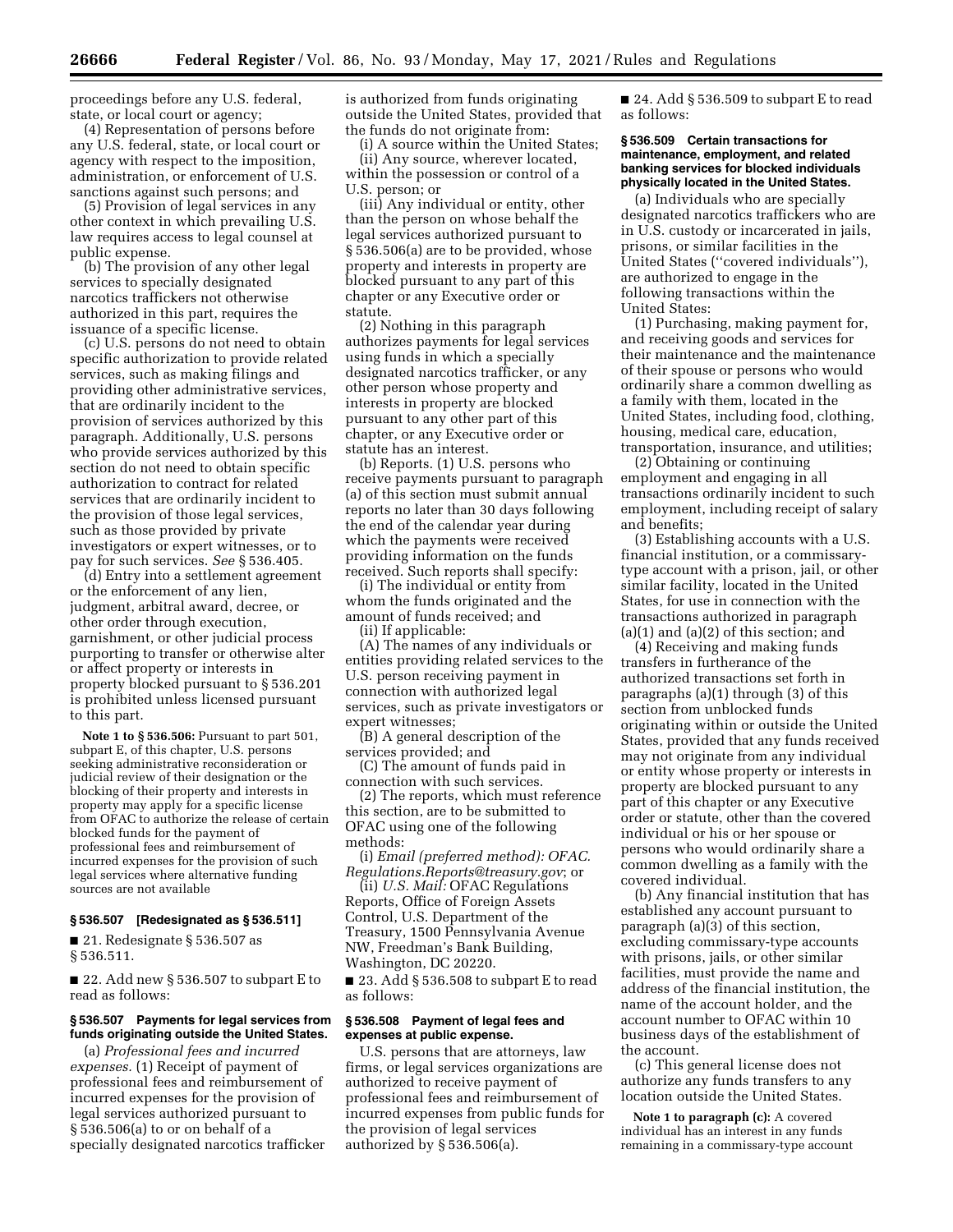proceedings before any U.S. federal, state, or local court or agency;

(4) Representation of persons before any U.S. federal, state, or local court or agency with respect to the imposition, administration, or enforcement of U.S. sanctions against such persons; and

(5) Provision of legal services in any other context in which prevailing U.S. law requires access to legal counsel at public expense.

(b) The provision of any other legal services to specially designated narcotics traffickers not otherwise authorized in this part, requires the issuance of a specific license.

(c) U.S. persons do not need to obtain specific authorization to provide related services, such as making filings and providing other administrative services, that are ordinarily incident to the provision of services authorized by this paragraph. Additionally, U.S. persons who provide services authorized by this section do not need to obtain specific authorization to contract for related services that are ordinarily incident to the provision of those legal services, such as those provided by private investigators or expert witnesses, or to pay for such services. *See* § 536.405.

(d) Entry into a settlement agreement or the enforcement of any lien, judgment, arbitral award, decree, or other order through execution, garnishment, or other judicial process purporting to transfer or otherwise alter or affect property or interests in property blocked pursuant to § 536.201 is prohibited unless licensed pursuant to this part.

**Note 1 to § 536.506:** Pursuant to part 501, subpart E, of this chapter, U.S. persons seeking administrative reconsideration or judicial review of their designation or the blocking of their property and interests in property may apply for a specific license from OFAC to authorize the release of certain blocked funds for the payment of professional fees and reimbursement of incurred expenses for the provision of such legal services where alternative funding sources are not available

### § 536.507 [Redesignated as § 536.511]

■ 21. Redesignate § 536.507 as § 536.511.

■ 22. Add new § 536.507 to subpart E to read as follows:

### § 536.507 Payments for legal services from funds originating outside the United States.

(a) *Professional fees and incurred expenses.* (1) Receipt of payment of professional fees and reimbursement of incurred expenses for the provision of legal services authorized pursuant to § 536.506(a) to or on behalf of a specially designated narcotics trafficker is authorized from funds originating outside the United States, provided that the funds do not originate from:

(i) A source within the United States;

(ii) Any source, wherever located, within the possession or control of a U.S. person; or

(iii) Any individual or entity, other than the person on whose behalf the legal services authorized pursuant to § 536.506(a) are to be provided, whose property and interests in property are blocked pursuant to any part of this chapter or any Executive order or statute.

(2) Nothing in this paragraph authorizes payments for legal services using funds in which a specially designated narcotics trafficker, or any other person whose property and interests in property are blocked pursuant to any other part of this chapter, or any Executive order or statute has an interest.

(b) Reports. (1) U.S. persons who receive payments pursuant to paragraph (a) of this section must submit annual reports no later than 30 days following the end of the calendar year during which the payments were received providing information on the funds received. Such reports shall specify:

(i) The individual or entity from whom the funds originated and the amount of funds received; and

(ii) If applicable:

(A) The names of any individuals or entities providing related services to the U.S. person receiving payment in connection with authorized legal services, such as private investigators or expert witnesses;

(B) A general description of the services provided; and

(C) The amount of funds paid in connection with such services.

(2) The reports, which must reference this section, are to be submitted to OFAC using one of the following methods:

(i) *Email (preferred method): OFAC.Regulations.Reports@treasury.gov*; or

(ii) *U.S. Mail:* OFAC Regulations Reports, Office of Foreign Assets Control, U.S. Department of the Treasury, 1500 Pennsylvania Avenue NW, Freedman's Bank Building, Washington, DC 20220.

■ 23. Add § 536.508 to subpart E to read as follows:

### § 536.508 Payment of legal fees and expenses at public expense.

U.S. persons that are attorneys, law firms, or legal services organizations are authorized to receive payment of professional fees and reimbursement of incurred expenses from public funds for the provision of legal services authorized by § 536.506(a).

■ 24. Add § 536.509 to subpart E to read as follows:

### § 536.509 Certain transactions for maintenance, employment, and related banking services for blocked individuals physically located in the United States.

(a) Individuals who are specially designated narcotics traffickers who are in U.S. custody or incarcerated in jails, prisons, or similar facilities in the United States ("covered individuals"), are authorized to engage in the following transactions within the United States:

(1) Purchasing, making payment for, and receiving goods and services for their maintenance and the maintenance of their spouse or persons who would ordinarily share a common dwelling as a family with them, located in the United States, including food, clothing, housing, medical care, education, transportation, insurance, and utilities;

(2) Obtaining or continuing employment and engaging in all transactions ordinarily incident to such employment, including receipt of salary and benefits;

(3) Establishing accounts with a U.S. financial institution, or a commissary-type account with a prison, jail, or other similar facility, located in the United States, for use in connection with the transactions authorized in paragraph (a)(1) and (a)(2) of this section; and

(4) Receiving and making funds transfers in furtherance of the authorized transactions set forth in paragraphs (a)(1) through (3) of this section from unblocked funds originating within or outside the United States, provided that any funds received may not originate from any individual or entity whose property or interests in property are blocked pursuant to any part of this chapter or any Executive order or statute, other than the covered individual or his or her spouse or persons who would ordinarily share a common dwelling as a family with the covered individual.

(b) Any financial institution that has established any account pursuant to paragraph (a)(3) of this section, excluding commissary-type accounts with prisons, jails, or other similar facilities, must provide the name and address of the financial institution, the name of the account holder, and the account number to OFAC within 10 business days of the establishment of the account.

(c) This general license does not authorize any funds transfers to any location outside the United States.

**Note 1 to paragraph (c):** A covered individual has an interest in any funds remaining in a commissary-type account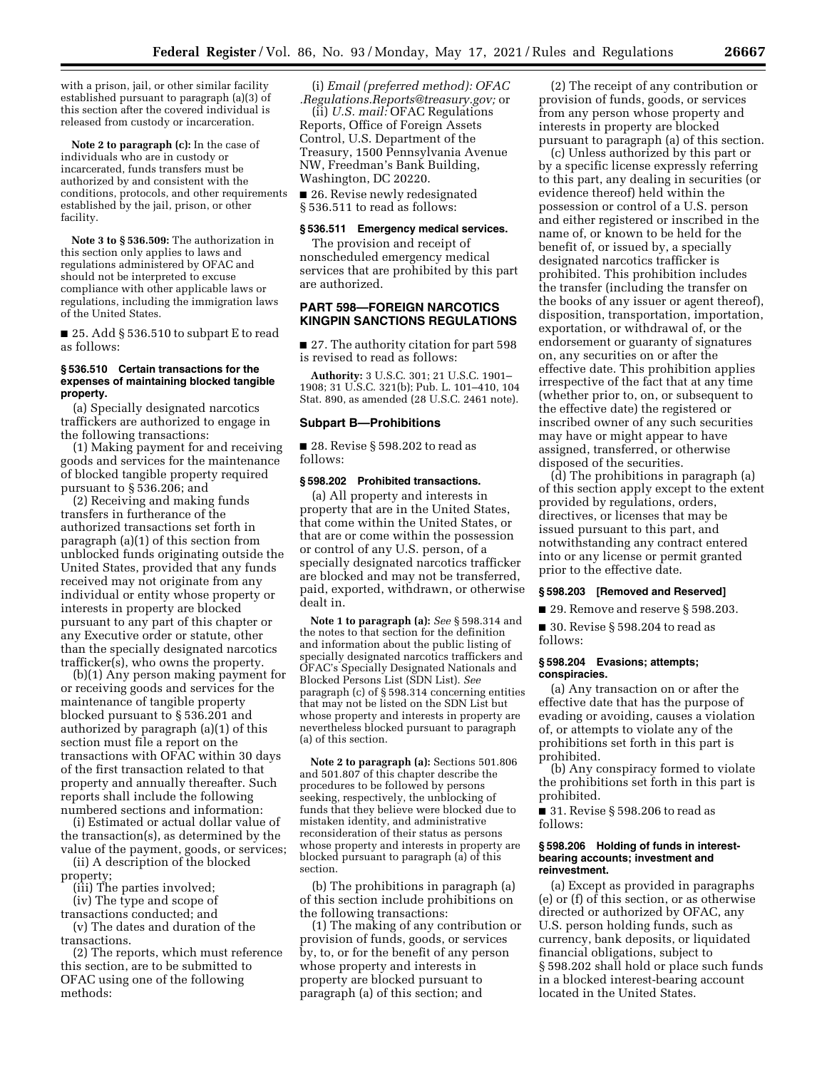with a prison, jail, or other similar facility established pursuant to paragraph (a)(3) of this section after the covered individual is released from custody or incarceration.

**Note 2 to paragraph (c):** In the case of individuals who are in custody or incarcerated, funds transfers must be authorized by and consistent with the conditions, protocols, and other requirements established by the jail, prison, or other facility.

**Note 3 to § 536.509:** The authorization in this section only applies to laws and regulations administered by OFAC and should not be interpreted to excuse compliance with other applicable laws or regulations, including the immigration laws of the United States.

■ 25. Add § 536.510 to subpart E to read as follows:

#### § 536.510 Certain transactions for the expenses of maintaining blocked tangible property.

(a) Specially designated narcotics traffickers are authorized to engage in the following transactions:

(1) Making payment for and receiving goods and services for the maintenance of blocked tangible property required pursuant to § 536.206; and

(2) Receiving and making funds transfers in furtherance of the authorized transactions set forth in paragraph (a)(1) of this section from unblocked funds originating outside the United States, provided that any funds received may not originate from any individual or entity whose property or interests in property are blocked pursuant to any part of this chapter or any Executive order or statute, other than the specially designated narcotics trafficker(s), who owns the property.

(b)(1) Any person making payment for or receiving goods and services for the maintenance of tangible property blocked pursuant to § 536.201 and authorized by paragraph (a)(1) of this section must file a report on the transactions with OFAC within 30 days of the first transaction related to that property and annually thereafter. Such reports shall include the following numbered sections and information:

(i) Estimated or actual dollar value of the transaction(s), as determined by the value of the payment, goods, or services;

(ii) A description of the blocked property;

(iii) The parties involved;

(iv) The type and scope of transactions conducted; and

(v) The dates and duration of the transactions.

(2) The reports, which must reference this section, are to be submitted to OFAC using one of the following methods:

(i) *Email (preferred method): OFAC.Regulations.Reports@treasury.gov;* or

(ii) *U.S. mail:* OFAC Regulations Reports, Office of Foreign Assets Control, U.S. Department of the Treasury, 1500 Pennsylvania Avenue NW, Freedman's Bank Building, Washington, DC 20220.

■ 26. Revise newly redesignated § 536.511 to read as follows:

#### § 536.511 Emergency medical services.

The provision and receipt of nonscheduled emergency medical services that are prohibited by this part are authorized.

## PART 598—FOREIGN NARCOTICS KINGPIN SANCTIONS REGULATIONS

■ 27. The authority citation for part 598 is revised to read as follows:

**Authority:** 3 U.S.C. 301; 21 U.S.C. 1901–1908; 31 U.S.C. 321(b); Pub. L. 101–410, 104 Stat. 890, as amended (28 U.S.C. 2461 note).

### Subpart B—Prohibitions

■ 28. Revise § 598.202 to read as follows:

#### § 598.202 Prohibited transactions.

(a) All property and interests in property that are in the United States, that come within the United States, or that are or come within the possession or control of any U.S. person, of a specially designated narcotics trafficker are blocked and may not be transferred, paid, exported, withdrawn, or otherwise dealt in.

**Note 1 to paragraph (a):** *See* § 598.314 and the notes to that section for the definition and information about the public listing of specially designated narcotics traffickers and OFAC's Specially Designated Nationals and Blocked Persons List (SDN List). *See* paragraph (c) of § 598.314 concerning entities that may not be listed on the SDN List but whose property and interests in property are nevertheless blocked pursuant to paragraph (a) of this section.

**Note 2 to paragraph (a):** Sections 501.806 and 501.807 of this chapter describe the procedures to be followed by persons seeking, respectively, the unblocking of funds that they believe were blocked due to mistaken identity, and administrative reconsideration of their status as persons whose property and interests in property are blocked pursuant to paragraph (a) of this section.

(b) The prohibitions in paragraph (a) of this section include prohibitions on the following transactions:

(1) The making of any contribution or provision of funds, goods, or services by, to, or for the benefit of any person whose property and interests in property are blocked pursuant to paragraph (a) of this section; and

(2) The receipt of any contribution or provision of funds, goods, or services from any person whose property and interests in property are blocked pursuant to paragraph (a) of this section.

(c) Unless authorized by this part or by a specific license expressly referring to this part, any dealing in securities (or evidence thereof) held within the possession or control of a U.S. person and either registered or inscribed in the name of, or known to be held for the benefit of, or issued by, a specially designated narcotics trafficker is prohibited. This prohibition includes the transfer (including the transfer on the books of any issuer or agent thereof), disposition, transportation, importation, exportation, or withdrawal of, or the endorsement or guaranty of signatures on, any securities on or after the effective date. This prohibition applies irrespective of the fact that at any time (whether prior to, on, or subsequent to the effective date) the registered or inscribed owner of any such securities may have or might appear to have assigned, transferred, or otherwise disposed of the securities.

(d) The prohibitions in paragraph (a) of this section apply except to the extent provided by regulations, orders, directives, or licenses that may be issued pursuant to this part, and notwithstanding any contract entered into or any license or permit granted prior to the effective date.

#### § 598.203 [Removed and Reserved]

■ 29. Remove and reserve § 598.203.

■ 30. Revise § 598.204 to read as follows:

#### § 598.204 Evasions; attempts; conspiracies.

(a) Any transaction on or after the effective date that has the purpose of evading or avoiding, causes a violation of, or attempts to violate any of the prohibitions set forth in this part is prohibited.

(b) Any conspiracy formed to violate the prohibitions set forth in this part is prohibited.

■ 31. Revise § 598.206 to read as follows:

#### § 598.206 Holding of funds in interest-bearing accounts; investment and reinvestment.

(a) Except as provided in paragraphs (e) or (f) of this section, or as otherwise directed or authorized by OFAC, any U.S. person holding funds, such as currency, bank deposits, or liquidated financial obligations, subject to § 598.202 shall hold or place such funds in a blocked interest-bearing account located in the United States.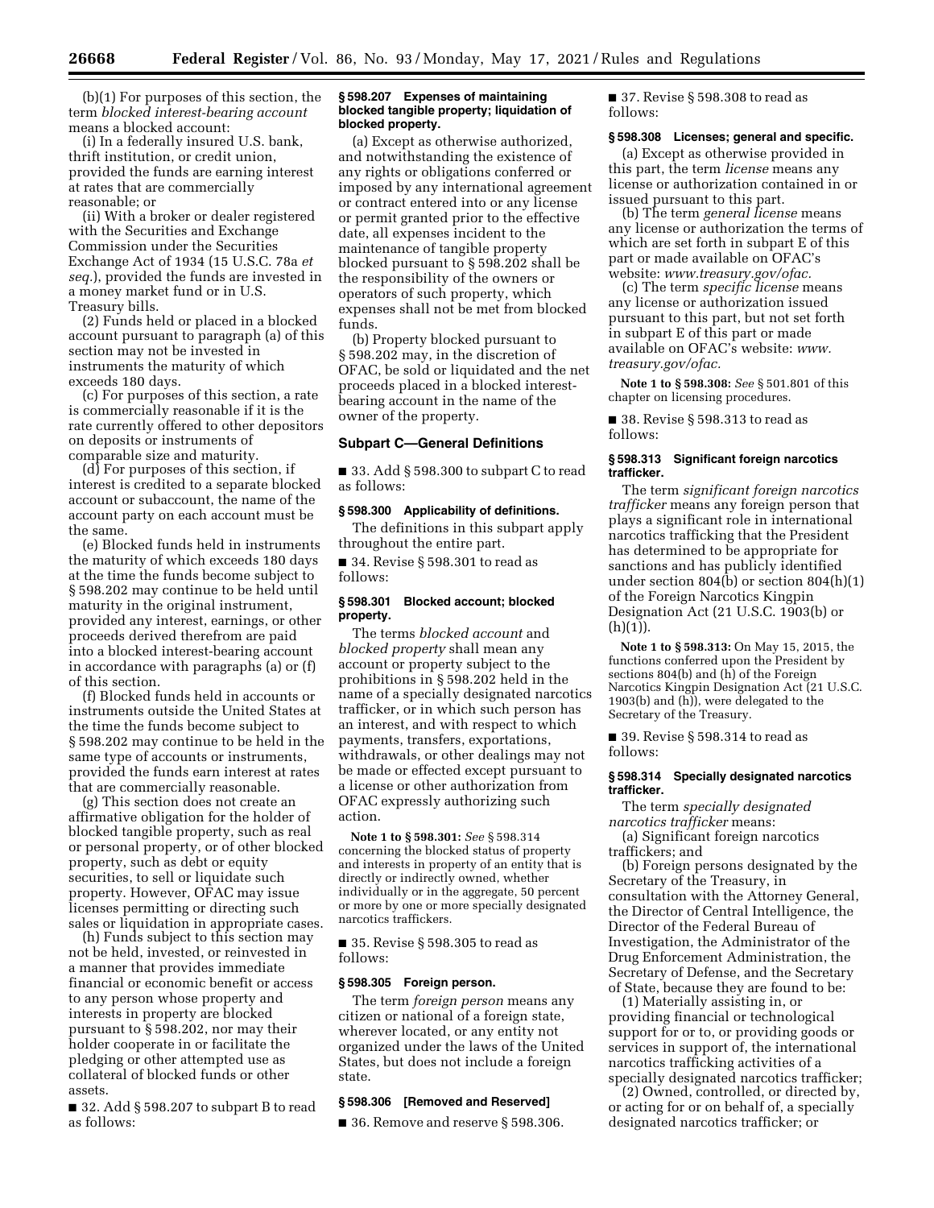(b)(1) For purposes of this section, the term *blocked interest-bearing account* means a blocked account:

(i) In a federally insured U.S. bank, thrift institution, or credit union, provided the funds are earning interest at rates that are commercially reasonable; or

(ii) With a broker or dealer registered with the Securities and Exchange Commission under the Securities Exchange Act of 1934 (15 U.S.C. 78a *et seq.*), provided the funds are invested in a money market fund or in U.S. Treasury bills.

(2) Funds held or placed in a blocked account pursuant to paragraph (a) of this section may not be invested in instruments the maturity of which exceeds 180 days.

(c) For purposes of this section, a rate is commercially reasonable if it is the rate currently offered to other depositors on deposits or instruments of comparable size and maturity.

(d) For purposes of this section, if interest is credited to a separate blocked account or subaccount, the name of the account party on each account must be the same.

(e) Blocked funds held in instruments the maturity of which exceeds 180 days at the time the funds become subject to § 598.202 may continue to be held until maturity in the original instrument, provided any interest, earnings, or other proceeds derived therefrom are paid into a blocked interest-bearing account in accordance with paragraphs (a) or (f) of this section.

(f) Blocked funds held in accounts or instruments outside the United States at the time the funds become subject to § 598.202 may continue to be held in the same type of accounts or instruments, provided the funds earn interest at rates that are commercially reasonable.

(g) This section does not create an affirmative obligation for the holder of blocked tangible property, such as real or personal property, or of other blocked property, such as debt or equity securities, to sell or liquidate such property. However, OFAC may issue licenses permitting or directing such sales or liquidation in appropriate cases.

(h) Funds subject to this section may not be held, invested, or reinvested in a manner that provides immediate financial or economic benefit or access to any person whose property and interests in property are blocked pursuant to § 598.202, nor may their holder cooperate in or facilitate the pledging or other attempted use as collateral of blocked funds or other assets.

■ 32. Add § 598.207 to subpart B to read as follows:

#### § 598.207 Expenses of maintaining blocked tangible property; liquidation of blocked property.

(a) Except as otherwise authorized, and notwithstanding the existence of any rights or obligations conferred or imposed by any international agreement or contract entered into or any license or permit granted prior to the effective date, all expenses incident to the maintenance of tangible property blocked pursuant to § 598.202 shall be the responsibility of the owners or operators of such property, which expenses shall not be met from blocked funds.

(b) Property blocked pursuant to § 598.202 may, in the discretion of OFAC, be sold or liquidated and the net proceeds placed in a blocked interest-bearing account in the name of the owner of the property.

### Subpart C—General Definitions

■ 33. Add § 598.300 to subpart C to read as follows:

#### § 598.300 Applicability of definitions.

The definitions in this subpart apply throughout the entire part.

■ 34. Revise § 598.301 to read as follows:

#### § 598.301 Blocked account; blocked property.

The terms *blocked account* and *blocked property* shall mean any account or property subject to the prohibitions in § 598.202 held in the name of a specially designated narcotics trafficker, or in which such person has an interest, and with respect to which payments, transfers, exportations, withdrawals, or other dealings may not be made or effected except pursuant to a license or other authorization from OFAC expressly authorizing such action.

**Note 1 to § 598.301:** *See* § 598.314 concerning the blocked status of property and interests in property of an entity that is directly or indirectly owned, whether individually or in the aggregate, 50 percent or more by one or more specially designated narcotics traffickers.

■ 35. Revise § 598.305 to read as follows:

#### § 598.305 Foreign person.

The term *foreign person* means any citizen or national of a foreign state, wherever located, or any entity not organized under the laws of the United States, but does not include a foreign state.

#### § 598.306 [Removed and Reserved]

■ 36. Remove and reserve § 598.306.

■ 37. Revise § 598.308 to read as follows:

#### § 598.308 Licenses; general and specific.

(a) Except as otherwise provided in this part, the term *license* means any license or authorization contained in or issued pursuant to this part.

(b) The term *general license* means any license or authorization the terms of which are set forth in subpart E of this part or made available on OFAC's website: *www.treasury.gov/ofac.*

(c) The term *specific license* means any license or authorization issued pursuant to this part, but not set forth in subpart E of this part or made available on OFAC's website: *www.treasury.gov/ofac.*

**Note 1 to § 598.308:** *See* § 501.801 of this chapter on licensing procedures.

■ 38. Revise § 598.313 to read as follows:

#### § 598.313 Significant foreign narcotics trafficker.

The term *significant foreign narcotics trafficker* means any foreign person that plays a significant role in international narcotics trafficking that the President has determined to be appropriate for sanctions and has publicly identified under section 804(b) or section 804(h)(1) of the Foreign Narcotics Kingpin Designation Act (21 U.S.C. 1903(b) or (h)(1)).

**Note 1 to § 598.313:** On May 15, 2015, the functions conferred upon the President by sections 804(b) and (h) of the Foreign Narcotics Kingpin Designation Act (21 U.S.C. 1903(b) and (h)), were delegated to the Secretary of the Treasury.

■ 39. Revise § 598.314 to read as follows:

#### § 598.314 Specially designated narcotics trafficker.

The term *specially designated narcotics trafficker* means:

(a) Significant foreign narcotics traffickers; and

(b) Foreign persons designated by the Secretary of the Treasury, in consultation with the Attorney General, the Director of Central Intelligence, the Director of the Federal Bureau of Investigation, the Administrator of the Drug Enforcement Administration, the Secretary of Defense, and the Secretary of State, because they are found to be:

(1) Materially assisting in, or providing financial or technological support for or to, or providing goods or services in support of, the international narcotics trafficking activities of a specially designated narcotics trafficker;

(2) Owned, controlled, or directed by, or acting for or on behalf of, a specially designated narcotics trafficker; or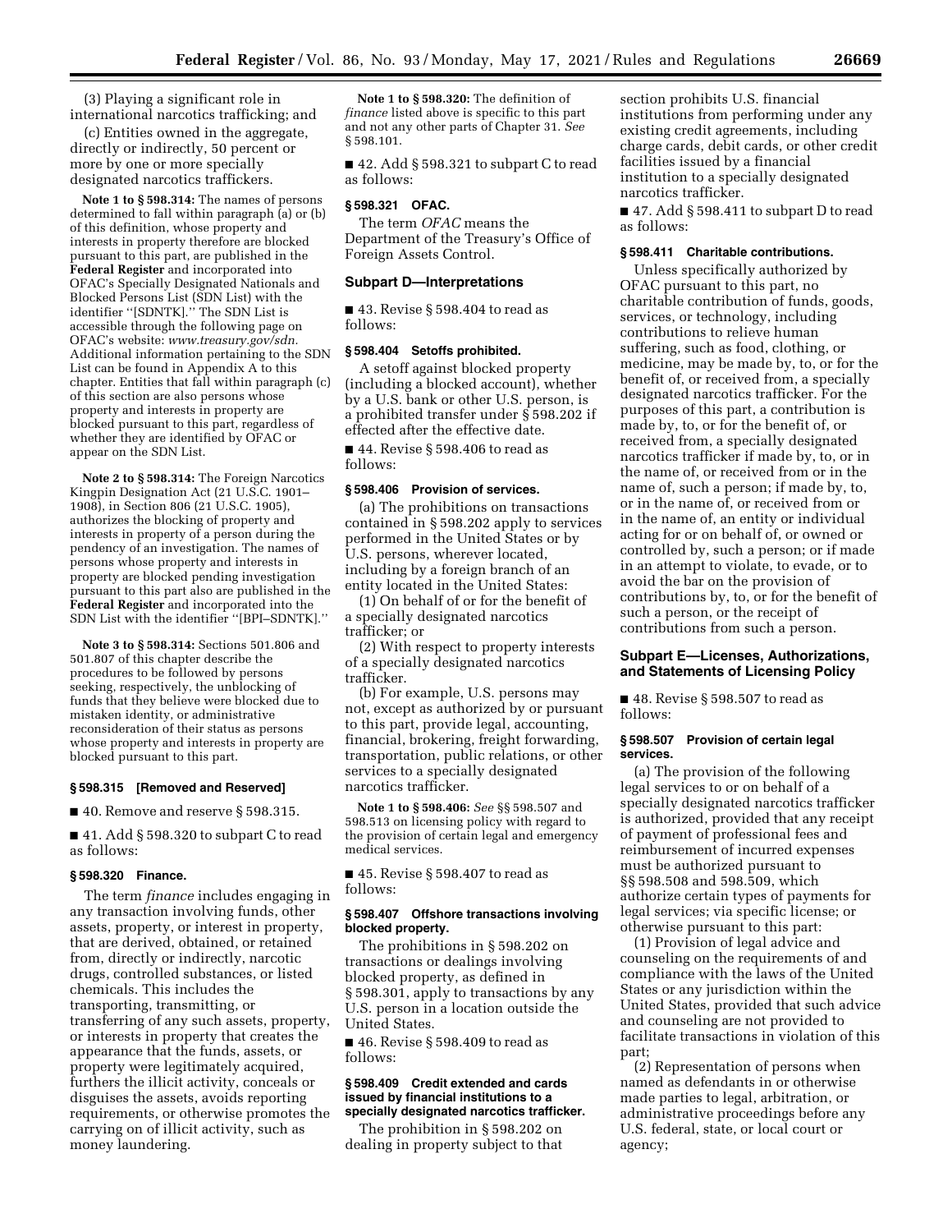(3) Playing a significant role in international narcotics trafficking; and

(c) Entities owned in the aggregate, directly or indirectly, 50 percent or more by one or more specially designated narcotics traffickers.

**Note 1 to § 598.314:** The names of persons determined to fall within paragraph (a) or (b) of this definition, whose property and interests in property therefore are blocked pursuant to this part, are published in the **Federal Register** and incorporated into OFAC's Specially Designated Nationals and Blocked Persons List (SDN List) with the identifier ''[SDNTK].'' The SDN List is accessible through the following page on OFAC's website: *www.treasury.gov/sdn.* Additional information pertaining to the SDN List can be found in Appendix A to this chapter. Entities that fall within paragraph (c) of this section are also persons whose property and interests in property are blocked pursuant to this part, regardless of whether they are identified by OFAC or appear on the SDN List.

**Note 2 to § 598.314:** The Foreign Narcotics Kingpin Designation Act (21 U.S.C. 1901–1908), in Section 806 (21 U.S.C. 1905), authorizes the blocking of property and interests in property of a person during the pendency of an investigation. The names of persons whose property and interests in property are blocked pending investigation pursuant to this part also are published in the **Federal Register** and incorporated into the SDN List with the identifier ''[BPI–SDNTK].''

**Note 3 to § 598.314:** Sections 501.806 and 501.807 of this chapter describe the procedures to be followed by persons seeking, respectively, the unblocking of funds that they believe were blocked due to mistaken identity, or administrative reconsideration of their status as persons whose property and interests in property are blocked pursuant to this part.

#### § 598.315 [Removed and Reserved]

■ 40. Remove and reserve § 598.315.

■ 41. Add § 598.320 to subpart C to read as follows:

#### § 598.320 Finance.

The term *finance* includes engaging in any transaction involving funds, other assets, property, or interest in property, that are derived, obtained, or retained from, directly or indirectly, narcotic drugs, controlled substances, or listed chemicals. This includes the transporting, transmitting, or transferring of any such assets, property, or interests in property that creates the appearance that the funds, assets, or property were legitimately acquired, furthers the illicit activity, conceals or disguises the assets, avoids reporting requirements, or otherwise promotes the carrying on of illicit activity, such as money laundering.

**Note 1 to § 598.320:** The definition of *finance* listed above is specific to this part and not any other parts of Chapter 31. *See* § 598.101.

■ 42. Add § 598.321 to subpart C to read as follows:

#### § 598.321 OFAC.

The term *OFAC* means the Department of the Treasury's Office of Foreign Assets Control.

### Subpart D—Interpretations

■ 43. Revise § 598.404 to read as follows:

#### § 598.404 Setoffs prohibited.

A setoff against blocked property (including a blocked account), whether by a U.S. bank or other U.S. person, is a prohibited transfer under § 598.202 if effected after the effective date.

■ 44. Revise § 598.406 to read as follows:

#### § 598.406 Provision of services.

(a) The prohibitions on transactions contained in § 598.202 apply to services performed in the United States or by U.S. persons, wherever located, including by a foreign branch of an entity located in the United States:

(1) On behalf of or for the benefit of a specially designated narcotics trafficker; or

(2) With respect to property interests of a specially designated narcotics trafficker.

(b) For example, U.S. persons may not, except as authorized by or pursuant to this part, provide legal, accounting, financial, brokering, freight forwarding, transportation, public relations, or other services to a specially designated narcotics trafficker.

**Note 1 to § 598.406:** *See* §§ 598.507 and 598.513 on licensing policy with regard to the provision of certain legal and emergency medical services.

■ 45. Revise § 598.407 to read as follows:

#### § 598.407 Offshore transactions involving blocked property.

The prohibitions in § 598.202 on transactions or dealings involving blocked property, as defined in § 598.301, apply to transactions by any U.S. person in a location outside the United States.

■ 46. Revise § 598.409 to read as follows:

#### § 598.409 Credit extended and cards issued by financial institutions to a specially designated narcotics trafficker.

The prohibition in § 598.202 on dealing in property subject to that section prohibits U.S. financial institutions from performing under any existing credit agreements, including charge cards, debit cards, or other credit facilities issued by a financial institution to a specially designated narcotics trafficker.

■ 47. Add § 598.411 to subpart D to read as follows:

#### § 598.411 Charitable contributions.

Unless specifically authorized by OFAC pursuant to this part, no charitable contribution of funds, goods, services, or technology, including contributions to relieve human suffering, such as food, clothing, or medicine, may be made by, to, or for the benefit of, or received from, a specially designated narcotics trafficker. For the purposes of this part, a contribution is made by, to, or for the benefit of, or received from, a specially designated narcotics trafficker if made by, to, or in the name of, or received from or in the name of, such a person; if made by, to, or in the name of, or received from or in the name of, an entity or individual acting for or on behalf of, or owned or controlled by, such a person; or if made in an attempt to violate, to evade, or to avoid the bar on the provision of contributions by, to, or for the benefit of such a person, or the receipt of contributions from such a person.

### Subpart E—Licenses, Authorizations, and Statements of Licensing Policy

■ 48. Revise § 598.507 to read as follows:

#### § 598.507 Provision of certain legal services.

(a) The provision of the following legal services to or on behalf of a specially designated narcotics trafficker is authorized, provided that any receipt of payment of professional fees and reimbursement of incurred expenses must be authorized pursuant to §§ 598.508 and 598.509, which authorize certain types of payments for legal services; via specific license; or otherwise pursuant to this part:

(1) Provision of legal advice and counseling on the requirements of and compliance with the laws of the United States or any jurisdiction within the United States, provided that such advice and counseling are not provided to facilitate transactions in violation of this part;

(2) Representation of persons when named as defendants in or otherwise made parties to legal, arbitration, or administrative proceedings before any U.S. federal, state, or local court or agency;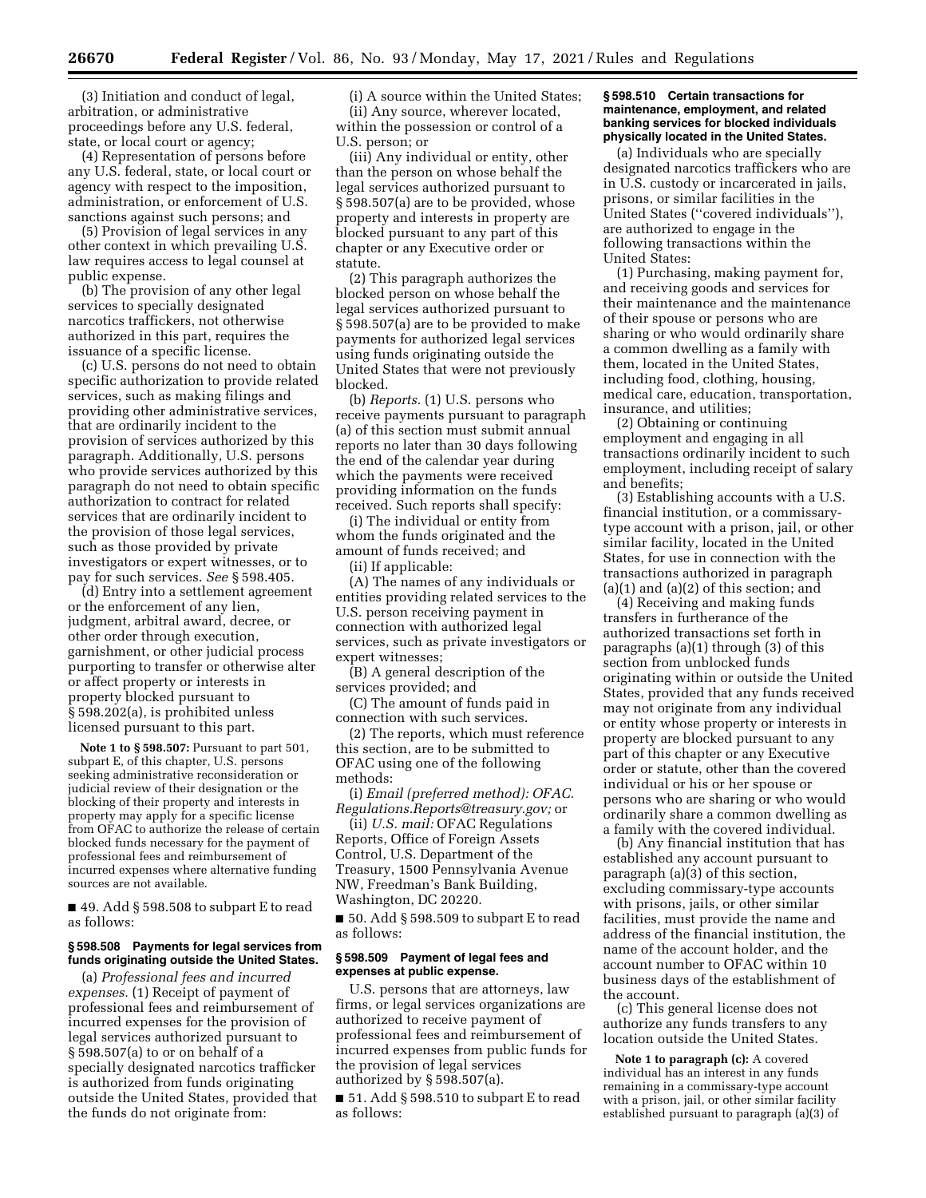(3) Initiation and conduct of legal, arbitration, or administrative proceedings before any U.S. federal, state, or local court or agency;

(4) Representation of persons before any U.S. federal, state, or local court or agency with respect to the imposition, administration, or enforcement of U.S. sanctions against such persons; and

(5) Provision of legal services in any other context in which prevailing U.S. law requires access to legal counsel at public expense.

(b) The provision of any other legal services to specially designated narcotics traffickers, not otherwise authorized in this part, requires the issuance of a specific license.

(c) U.S. persons do not need to obtain specific authorization to provide related services, such as making filings and providing other administrative services, that are ordinarily incident to the provision of services authorized by this paragraph. Additionally, U.S. persons who provide services authorized by this paragraph do not need to obtain specific authorization to contract for related services that are ordinarily incident to the provision of those legal services, such as those provided by private investigators or expert witnesses, or to pay for such services. *See* § 598.405.

(d) Entry into a settlement agreement or the enforcement of any lien, judgment, arbitral award, decree, or other order through execution, garnishment, or other judicial process purporting to transfer or otherwise alter or affect property or interests in property blocked pursuant to § 598.202(a), is prohibited unless licensed pursuant to this part.

**Note 1 to § 598.507:** Pursuant to part 501, subpart E, of this chapter, U.S. persons seeking administrative reconsideration or judicial review of their designation or the blocking of their property and interests in property may apply for a specific license from OFAC to authorize the release of certain blocked funds necessary for the payment of professional fees and reimbursement of incurred expenses where alternative funding sources are not available.

■ 49. Add § 598.508 to subpart E to read as follows:

### § 598.508 Payments for legal services from funds originating outside the United States.

(a) *Professional fees and incurred expenses.* (1) Receipt of payment of professional fees and reimbursement of incurred expenses for the provision of legal services authorized pursuant to § 598.507(a) to or on behalf of a specially designated narcotics trafficker is authorized from funds originating outside the United States, provided that the funds do not originate from:

(i) A source within the United States;

(ii) Any source, wherever located, within the possession or control of a U.S. person; or

(iii) Any individual or entity, other than the person on whose behalf the legal services authorized pursuant to § 598.507(a) are to be provided, whose property and interests in property are blocked pursuant to any part of this chapter or any Executive order or statute.

(2) This paragraph authorizes the blocked person on whose behalf the legal services authorized pursuant to § 598.507(a) are to be provided to make payments for authorized legal services using funds originating outside the United States that were not previously blocked.

(b) *Reports.* (1) U.S. persons who receive payments pursuant to paragraph (a) of this section must submit annual reports no later than 30 days following the end of the calendar year during which the payments were received providing information on the funds received. Such reports shall specify:

(i) The individual or entity from whom the funds originated and the amount of funds received; and

(ii) If applicable:

(A) The names of any individuals or entities providing related services to the U.S. person receiving payment in connection with authorized legal services, such as private investigators or expert witnesses;

(B) A general description of the services provided; and

(C) The amount of funds paid in connection with such services.

(2) The reports, which must reference this section, are to be submitted to OFAC using one of the following methods:

(i) *Email (preferred method): OFAC.Regulations.Reports@treasury.gov;* or

(ii) *U.S. mail:* OFAC Regulations Reports, Office of Foreign Assets Control, U.S. Department of the Treasury, 1500 Pennsylvania Avenue NW, Freedman's Bank Building, Washington, DC 20220.

■ 50. Add § 598.509 to subpart E to read as follows:

### § 598.509 Payment of legal fees and expenses at public expense.

U.S. persons that are attorneys, law firms, or legal services organizations are authorized to receive payment of professional fees and reimbursement of incurred expenses from public funds for the provision of legal services authorized by § 598.507(a).

■ 51. Add § 598.510 to subpart E to read as follows:

### § 598.510 Certain transactions for maintenance, employment, and related banking services for blocked individuals physically located in the United States.

(a) Individuals who are specially designated narcotics traffickers who are in U.S. custody or incarcerated in jails, prisons, or similar facilities in the United States ("covered individuals"), are authorized to engage in the following transactions within the United States:

(1) Purchasing, making payment for, and receiving goods and services for their maintenance and the maintenance of their spouse or persons who are sharing or who would ordinarily share a common dwelling as a family with them, located in the United States, including food, clothing, housing, medical care, education, transportation, insurance, and utilities;

(2) Obtaining or continuing employment and engaging in all transactions ordinarily incident to such employment, including receipt of salary and benefits;

(3) Establishing accounts with a U.S. financial institution, or a commissary-type account with a prison, jail, or other similar facility, located in the United States, for use in connection with the transactions authorized in paragraph (a)(1) and (a)(2) of this section; and

(4) Receiving and making funds transfers in furtherance of the authorized transactions set forth in paragraphs (a)(1) through (3) of this section from unblocked funds originating within or outside the United States, provided that any funds received may not originate from any individual or entity whose property or interests in property are blocked pursuant to any part of this chapter or any Executive order or statute, other than the covered individual or his or her spouse or persons who are sharing or who would ordinarily share a common dwelling as a family with the covered individual.

(b) Any financial institution that has established any account pursuant to paragraph (a)(3) of this section, excluding commissary-type accounts with prisons, jails, or other similar facilities, must provide the name and address of the financial institution, the name of the account holder, and the account number to OFAC within 10 business days of the establishment of the account.

(c) This general license does not authorize any funds transfers to any location outside the United States.

**Note 1 to paragraph (c):** A covered individual has an interest in any funds remaining in a commissary-type account with a prison, jail, or other similar facility established pursuant to paragraph (a)(3) of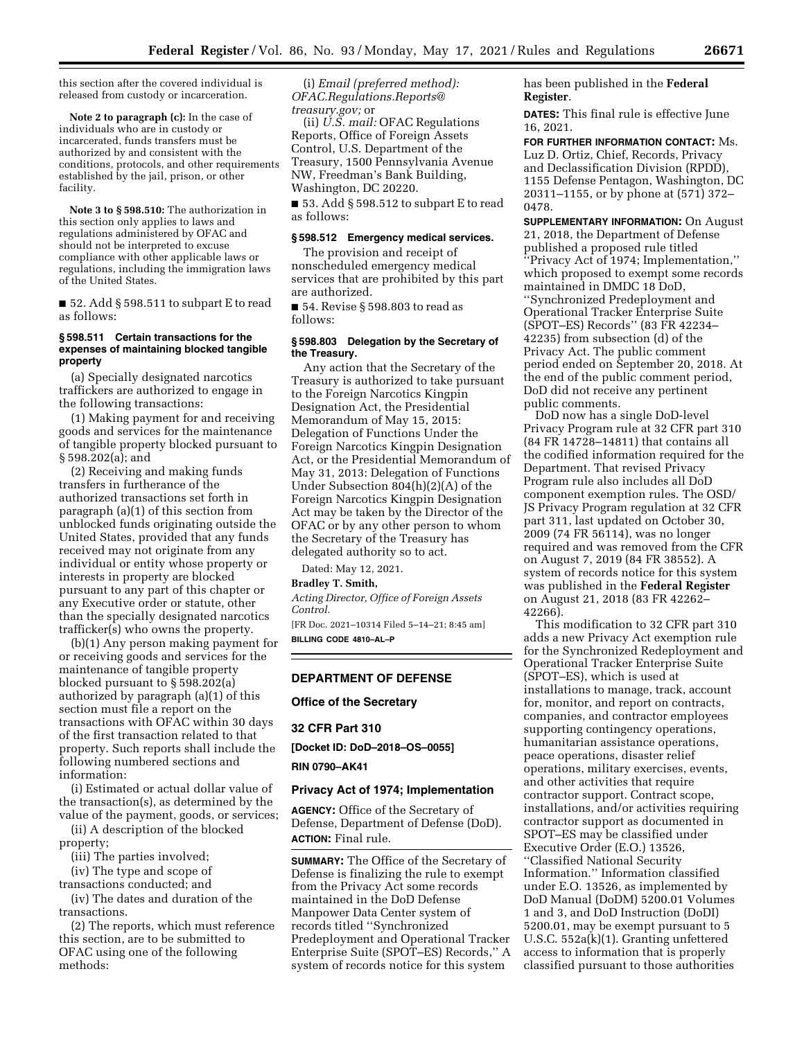this section after the covered individual is released from custody or incarceration.

**Note 2 to paragraph (c):** In the case of individuals who are in custody or incarcerated, funds transfers must be authorized by and consistent with the conditions, protocols, and other requirements established by the jail, prison, or other facility.

**Note 3 to § 598.510:** The authorization in this section only applies to laws and regulations administered by OFAC and should not be interpreted to excuse compliance with other applicable laws or regulations, including the immigration laws of the United States.

■ 52. Add § 598.511 to subpart E to read as follows:

### § 598.511 Certain transactions for the expenses of maintaining blocked tangible property

(a) Specially designated narcotics traffickers are authorized to engage in the following transactions:

(1) Making payment for and receiving goods and services for the maintenance of tangible property blocked pursuant to § 598.202(a); and

(2) Receiving and making funds transfers in furtherance of the authorized transactions set forth in paragraph (a)(1) of this section from unblocked funds originating outside the United States, provided that any funds received may not originate from any individual or entity whose property or interests in property are blocked pursuant to any part of this chapter or any Executive order or statute, other than the specially designated narcotics trafficker(s) who owns the property.

(b)(1) Any person making payment for or receiving goods and services for the maintenance of tangible property blocked pursuant to § 598.202(a) authorized by paragraph (a)(1) of this section must file a report on the transactions with OFAC within 30 days of the first transaction related to that property. Such reports shall include the following numbered sections and information:

(i) Estimated or actual dollar value of the transaction(s), as determined by the value of the payment, goods, or services;

(ii) A description of the blocked property;

(iii) The parties involved;

(iv) The type and scope of transactions conducted; and

(iv) The dates and duration of the transactions.

(2) The reports, which must reference this section, are to be submitted to OFAC using one of the following methods:

(i) *Email (preferred method): OFAC.Regulations.Reports@treasury.gov;* or

(ii) *U.S. mail:* OFAC Regulations Reports, Office of Foreign Assets Control, U.S. Department of the Treasury, 1500 Pennsylvania Avenue NW, Freedman's Bank Building, Washington, DC 20220.

■ 53. Add § 598.512 to subpart E to read as follows:

### § 598.512 Emergency medical services.

The provision and receipt of nonscheduled emergency medical services that are prohibited by this part are authorized.

■ 54. Revise § 598.803 to read as follows:

### § 598.803 Delegation by the Secretary of the Treasury.

Any action that the Secretary of the Treasury is authorized to take pursuant to the Foreign Narcotics Kingpin Designation Act, the Presidential Memorandum of May 15, 2015: Delegation of Functions Under the Foreign Narcotics Kingpin Designation Act, or the Presidential Memorandum of May 31, 2013: Delegation of Functions Under Subsection 804(h)(2)(A) of the Foreign Narcotics Kingpin Designation Act may be taken by the Director of the OFAC or by any other person to whom the Secretary of the Treasury has delegated authority so to act.

Dated: May 12, 2021.

**Bradley T. Smith,**

*Acting Director, Office of Foreign Assets Control.*

[FR Doc. 2021–10314 Filed 5–14–21; 8:45 am]

**BILLING CODE 4810–AL–P**

## DEPARTMENT OF DEFENSE

### Office of the Secretary

### 32 CFR Part 310

**[Docket ID: DoD–2018–OS–0055]**

**RIN 0790–AK41**

### Privacy Act of 1974; Implementation

**AGENCY:** Office of the Secretary of Defense, Department of Defense (DoD).

**ACTION:** Final rule.

**SUMMARY:** The Office of the Secretary of Defense is finalizing the rule to exempt from the Privacy Act some records maintained in the DoD Defense Manpower Data Center system of records titled ''Synchronized Predeployment and Operational Tracker Enterprise Suite (SPOT–ES) Records,'' A system of records notice for this system has been published in the **Federal Register**.

**DATES:** This final rule is effective June 16, 2021.

**FOR FURTHER INFORMATION CONTACT:** Ms. Luz D. Ortiz, Chief, Records, Privacy and Declassification Division (RPDD), 1155 Defense Pentagon, Washington, DC 20311–1155, or by phone at (571) 372–0478.

**SUPPLEMENTARY INFORMATION:** On August 21, 2018, the Department of Defense published a proposed rule titled ''Privacy Act of 1974; Implementation,'' which proposed to exempt some records maintained in DMDC 18 DoD, ''Synchronized Predeployment and Operational Tracker Enterprise Suite (SPOT–ES) Records'' (83 FR 42234–42235) from subsection (d) of the Privacy Act. The public comment period ended on September 20, 2018. At the end of the public comment period, DoD did not receive any pertinent public comments.

DoD now has a single DoD-level Privacy Program rule at 32 CFR part 310 (84 FR 14728–14811) that contains all the codified information required for the Department. That revised Privacy Program rule also includes all DoD component exemption rules. The OSD/JS Privacy Program regulation at 32 CFR part 311, last updated on October 30, 2009 (74 FR 56114), was no longer required and was removed from the CFR on August 7, 2019 (84 FR 38552). A system of records notice for this system was published in the **Federal Register** on August 21, 2018 (83 FR 42262–42266).

This modification to 32 CFR part 310 adds a new Privacy Act exemption rule for the Synchronized Redeployment and Operational Tracker Enterprise Suite (SPOT–ES), which is used at installations to manage, track, account for, monitor, and report on contracts, companies, and contractor employees supporting contingency operations, humanitarian assistance operations, peace operations, disaster relief operations, military exercises, events, and other activities that require contractor support. Contract scope, installations, and/or activities requiring contractor support as documented in SPOT–ES may be classified under Executive Order (E.O.) 13526, ''Classified National Security Information.'' Information classified under E.O. 13526, as implemented by DoD Manual (DoDM) 5200.01 Volumes 1 and 3, and DoD Instruction (DoDI) 5200.01, may be exempt pursuant to 5 U.S.C. 552a(k)(1). Granting unfettered access to information that is properly classified pursuant to those authorities